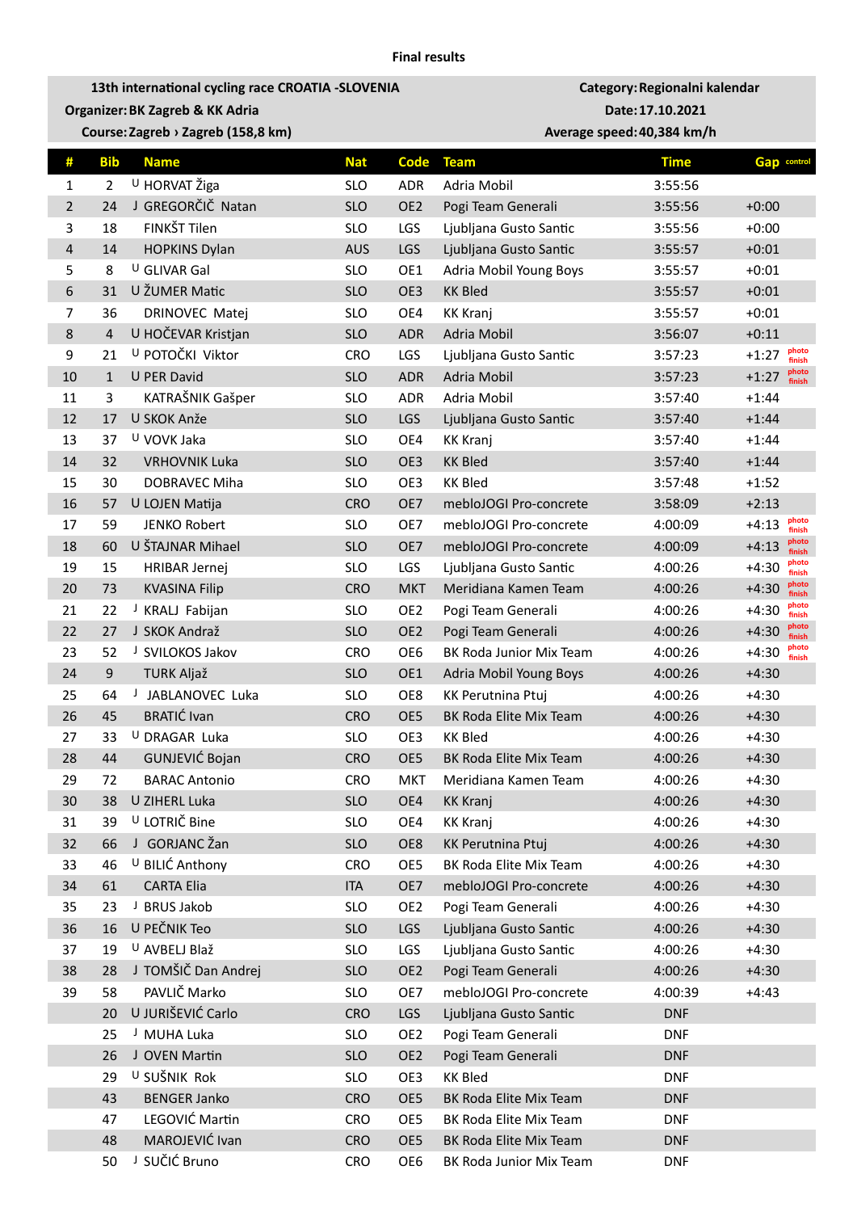**Final results**

| 13th international cycling race CROATIA -SLOVENIA | Category: Regionalni kalendar |
|---|---|
| Organizer: BK Zagreb & KK Adria | Date: 17.10.2021 |
| Course: Zagreb › Zagreb (158,8 km) | Average speed: 40,384 km/h |

| # | Bib | Name | Nat | Code | Team | Time | Gap | control |
|---|---|---|---|---|---|---|---|---|
| 1 | 2 | U HORVAT Žiga | SLO | ADR | Adria Mobil | 3:55:56 | | |
| 2 | 24 | J GREGORČIČ Natan | SLO | OE2 | Pogi Team Generali | 3:55:56 | +0:00 | |
| 3 | 18 | FINKŠT Tilen | SLO | LGS | Ljubljana Gusto Santic | 3:55:56 | +0:00 | |
| 4 | 14 | HOPKINS Dylan | AUS | LGS | Ljubljana Gusto Santic | 3:55:57 | +0:01 | |
| 5 | 8 | U GLIVAR Gal | SLO | OE1 | Adria Mobil Young Boys | 3:55:57 | +0:01 | |
| 6 | 31 | U ŽUMER Matic | SLO | OE3 | KK Bled | 3:55:57 | +0:01 | |
| 7 | 36 | DRINOVEC Matej | SLO | OE4 | KK Kranj | 3:55:57 | +0:01 | |
| 8 | 4 | U HOČEVAR Kristjan | SLO | ADR | Adria Mobil | 3:56:07 | +0:11 | |
| 9 | 21 | U POTOČKI Viktor | CRO | LGS | Ljubljana Gusto Santic | 3:57:23 | +1:27 | photo finish |
| 10 | 1 | U PER David | SLO | ADR | Adria Mobil | 3:57:23 | +1:27 | photo finish |
| 11 | 3 | KATRAŠNIK Gašper | SLO | ADR | Adria Mobil | 3:57:40 | +1:44 | |
| 12 | 17 | U SKOK Anže | SLO | LGS | Ljubljana Gusto Santic | 3:57:40 | +1:44 | |
| 13 | 37 | U VOVK Jaka | SLO | OE4 | KK Kranj | 3:57:40 | +1:44 | |
| 14 | 32 | VRHOVNIK Luka | SLO | OE3 | KK Bled | 3:57:40 | +1:44 | |
| 15 | 30 | DOBRAVEC Miha | SLO | OE3 | KK Bled | 3:57:48 | +1:52 | |
| 16 | 57 | U LOJEN Matija | CRO | OE7 | mebloJOGI Pro-concrete | 3:58:09 | +2:13 | |
| 17 | 59 | JENKO Robert | SLO | OE7 | mebloJOGI Pro-concrete | 4:00:09 | +4:13 | photo finish |
| 18 | 60 | U ŠTAJNAR Mihael | SLO | OE7 | mebloJOGI Pro-concrete | 4:00:09 | +4:13 | photo finish |
| 19 | 15 | HRIBAR Jernej | SLO | LGS | Ljubljana Gusto Santic | 4:00:26 | +4:30 | photo finish |
| 20 | 73 | KVASINA Filip | CRO | MKT | Meridiana Kamen Team | 4:00:26 | +4:30 | photo finish |
| 21 | 22 | J KRALJ Fabijan | SLO | OE2 | Pogi Team Generali | 4:00:26 | +4:30 | photo finish |
| 22 | 27 | J SKOK Andraž | SLO | OE2 | Pogi Team Generali | 4:00:26 | +4:30 | photo finish |
| 23 | 52 | J SVILOKOS Jakov | CRO | OE6 | BK Roda Junior Mix Team | 4:00:26 | +4:30 | photo finish |
| 24 | 9 | TURK Aljaž | SLO | OE1 | Adria Mobil Young Boys | 4:00:26 | +4:30 | |
| 25 | 64 | J JABLANOVEC Luka | SLO | OE8 | KK Perutnina Ptuj | 4:00:26 | +4:30 | |
| 26 | 45 | BRATIĆ Ivan | CRO | OE5 | BK Roda Elite Mix Team | 4:00:26 | +4:30 | |
| 27 | 33 | U DRAGAR Luka | SLO | OE3 | KK Bled | 4:00:26 | +4:30 | |
| 28 | 44 | GUNJEVIĆ Bojan | CRO | OE5 | BK Roda Elite Mix Team | 4:00:26 | +4:30 | |
| 29 | 72 | BARAC Antonio | CRO | MKT | Meridiana Kamen Team | 4:00:26 | +4:30 | |
| 30 | 38 | U ZIHERL Luka | SLO | OE4 | KK Kranj | 4:00:26 | +4:30 | |
| 31 | 39 | U LOTRIČ Bine | SLO | OE4 | KK Kranj | 4:00:26 | +4:30 | |
| 32 | 66 | J GORJANC Žan | SLO | OE8 | KK Perutnina Ptuj | 4:00:26 | +4:30 | |
| 33 | 46 | U BILIĆ Anthony | CRO | OE5 | BK Roda Elite Mix Team | 4:00:26 | +4:30 | |
| 34 | 61 | CARTA Elia | ITA | OE7 | mebloJOGI Pro-concrete | 4:00:26 | +4:30 | |
| 35 | 23 | J BRUS Jakob | SLO | OE2 | Pogi Team Generali | 4:00:26 | +4:30 | |
| 36 | 16 | U PEČNIK Teo | SLO | LGS | Ljubljana Gusto Santic | 4:00:26 | +4:30 | |
| 37 | 19 | U AVBELJ Blaž | SLO | LGS | Ljubljana Gusto Santic | 4:00:26 | +4:30 | |
| 38 | 28 | J TOMŠIČ Dan Andrej | SLO | OE2 | Pogi Team Generali | 4:00:26 | +4:30 | |
| 39 | 58 | PAVLIČ Marko | SLO | OE7 | mebloJOGI Pro-concrete | 4:00:39 | +4:43 | |
| | 20 | U JURIŠEVIĆ Carlo | CRO | LGS | Ljubljana Gusto Santic | DNF | | |
| | 25 | J MUHA Luka | SLO | OE2 | Pogi Team Generali | DNF | | |
| | 26 | J OVEN Martin | SLO | OE2 | Pogi Team Generali | DNF | | |
| | 29 | U SUŠNIK Rok | SLO | OE3 | KK Bled | DNF | | |
| | 43 | BENGER Janko | CRO | OE5 | BK Roda Elite Mix Team | DNF | | |
| | 47 | LEGOVIĆ Martin | CRO | OE5 | BK Roda Elite Mix Team | DNF | | |
| | 48 | MAROJEVIĆ Ivan | CRO | OE5 | BK Roda Elite Mix Team | DNF | | |
| | 50 | J SUČIĆ Bruno | CRO | OE6 | BK Roda Junior Mix Team | DNF | | |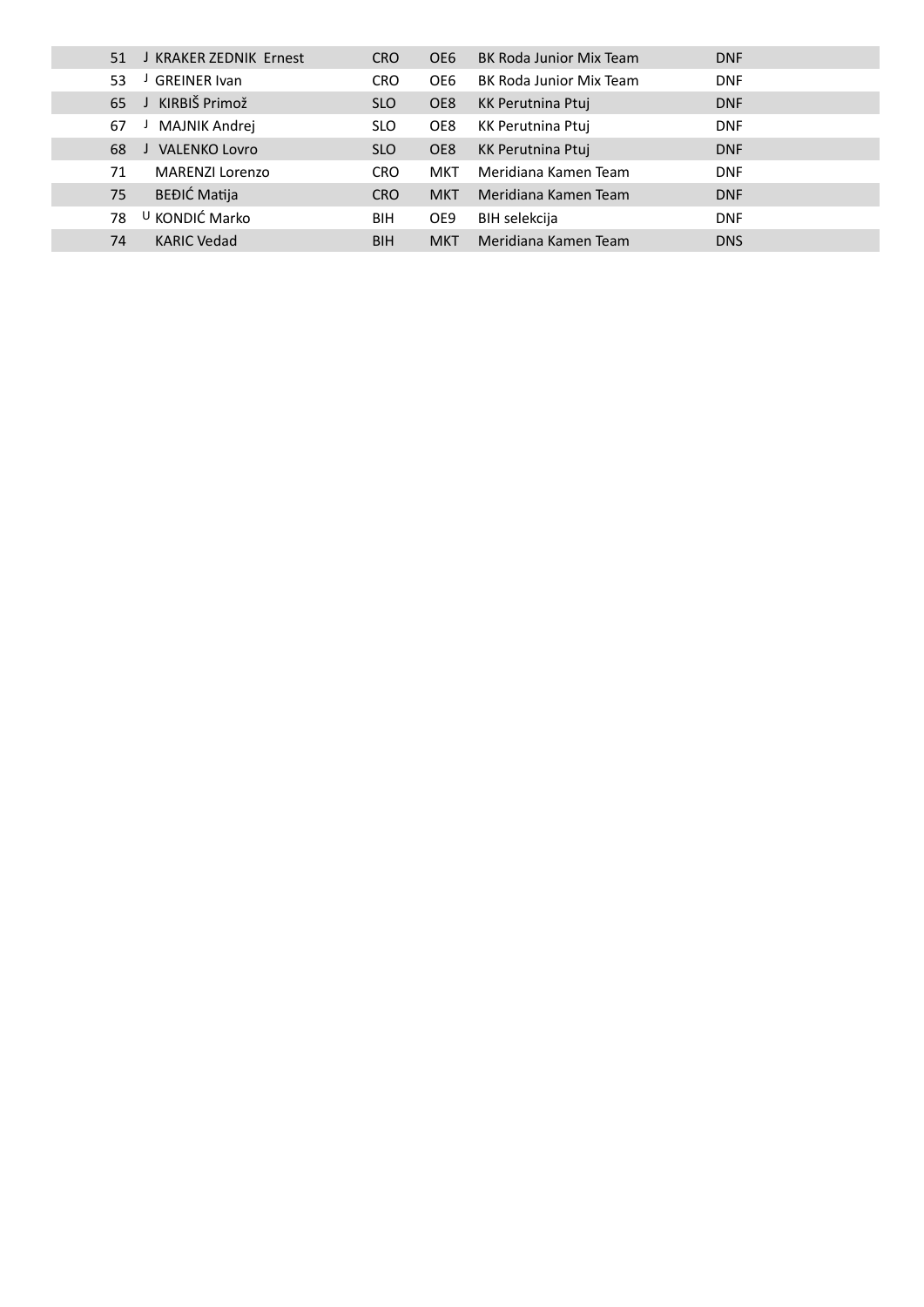| | | | | | | |
|---|---|---|---|---|---|---|
| 51 | J | KRAKER ZEDNIK Ernest | CRO | OE6 | BK Roda Junior Mix Team | DNF |
| 53 | J | GREINER Ivan | CRO | OE6 | BK Roda Junior Mix Team | DNF |
| 65 | J | KIRBIŠ Primož | SLO | OE8 | KK Perutnina Ptuj | DNF |
| 67 | J | MAJNIK Andrej | SLO | OE8 | KK Perutnina Ptuj | DNF |
| 68 | J | VALENKO Lovro | SLO | OE8 | KK Perutnina Ptuj | DNF |
| 71 | | MARENZI Lorenzo | CRO | MKT | Meridiana Kamen Team | DNF |
| 75 | | BEĐIĆ Matija | CRO | MKT | Meridiana Kamen Team | DNF |
| 78 | U | KONDIĆ Marko | BIH | OE9 | BIH selekcija | DNF |
| 74 | | KARIC Vedad | BIH | MKT | Meridiana Kamen Team | DNS |